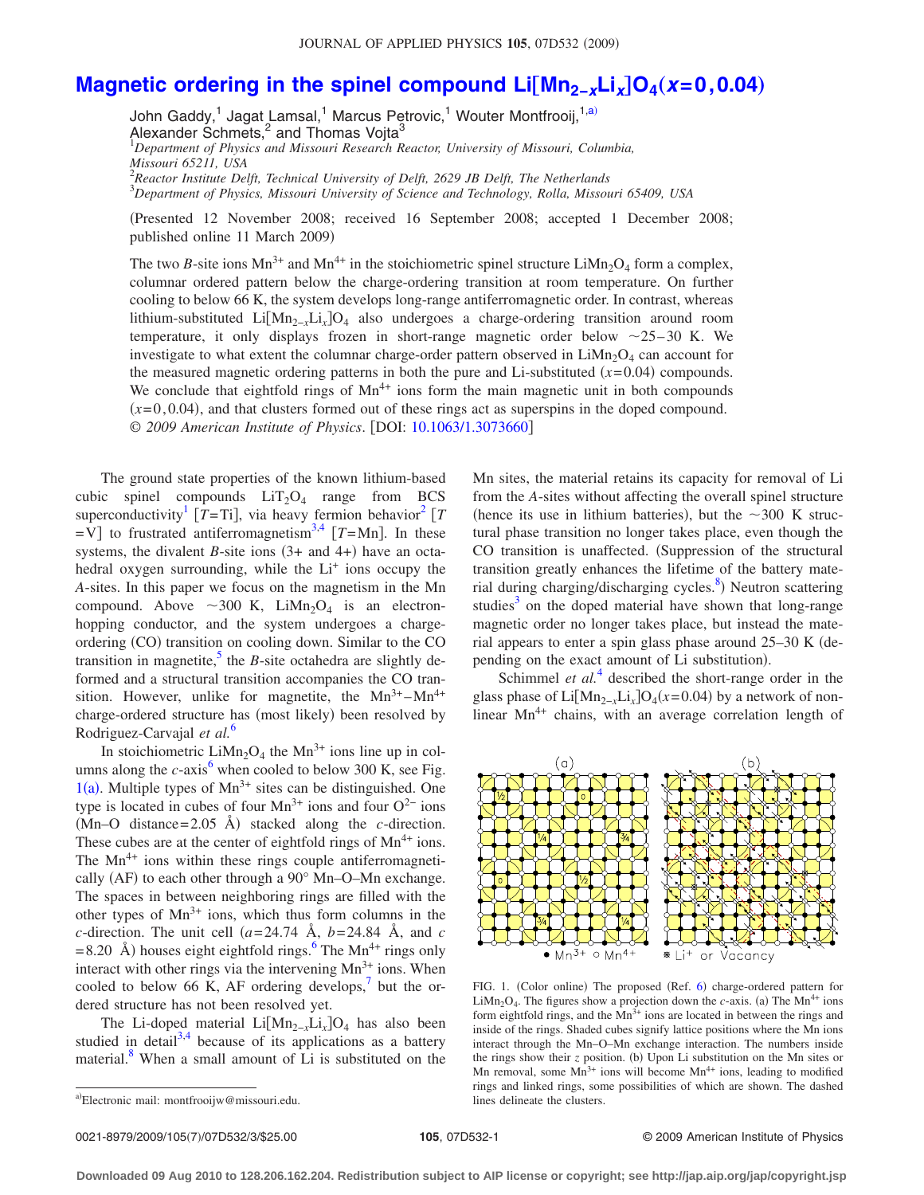# Magnetic ordering in the spinel compound $Li[Mn_{2-x}Li_x]O_4$ ($x=0,0.04$)

John Gaddy,[1] Jagat Lamsal,[1] Marcus Petrovic,[1] Wouter Montfrooij,[1,a)] Alexander Schmets,[2] and Thomas Vojta[3]

[1]*Department of Physics and Missouri Research Reactor, University of Missouri, Columbia, Missouri 65211, USA*

[2]*Reactor Institute Delft, Technical University of Delft, 2629 JB Delft, The Netherlands*

[3]*Department of Physics, Missouri University of Science and Technology, Rolla, Missouri 65409, USA*

(Presented 12 November 2008; received 16 September 2008; accepted 1 December 2008; published online 11 March 2009)

The two *B*-site ions $Mn^{3+}$ and $Mn^{4+}$ in the stoichiometric spinel structure $LiMn_2O_4$ form a complex, columnar ordered pattern below the charge-ordering transition at room temperature. On further cooling to below 66 K, the system develops long-range antiferromagnetic order. In contrast, whereas lithium-substituted $Li[Mn_{2-x}Li_x]O_4$ also undergoes a charge-ordering transition around room temperature, it only displays frozen in short-range magnetic order below ~25–30 K. We investigate to what extent the columnar charge-order pattern observed in $LiMn_2O_4$ can account for the measured magnetic ordering patterns in both the pure and Li-substituted ($x=0.04$) compounds. We conclude that eightfold rings of $Mn^{4+}$ ions form the main magnetic unit in both compounds ($x=0,0.04$), and that clusters formed out of these rings act as superspins in the doped compound. © *2009 American Institute of Physics*. [DOI: 10.1063/1.3073660]

The ground state properties of the known lithium-based cubic spinel compounds $LiT_2O_4$ range from BCS superconductivity[1] [$T$=Ti], via heavy fermion behavior[2] [$T$=V] to frustrated antiferromagnetism[3,4] [$T$=Mn]. In these systems, the divalent *B*-site ions (3+ and 4+) have an octahedral oxygen surrounding, while the $Li^+$ ions occupy the *A*-sites. In this paper we focus on the magnetism in the Mn compound. Above ~300 K, $LiMn_2O_4$ is an electron-hopping conductor, and the system undergoes a charge-ordering (CO) transition on cooling down. Similar to the CO transition in magnetite,[5] the *B*-site octahedra are slightly deformed and a structural transition accompanies the CO transition. However, unlike for magnetite, the $Mn^{3+}$–$Mn^{4+}$ charge-ordered structure has (most likely) been resolved by Rodriguez-Carvajal *et al.*[6]

In stoichiometric $LiMn_2O_4$ the $Mn^{3+}$ ions line up in columns along the *c*-axis[6] when cooled to below 300 K, see Fig. 1(a). Multiple types of $Mn^{3+}$ sites can be distinguished. One type is located in cubes of four $Mn^{3+}$ ions and four $O^{2-}$ ions (Mn–O distance=2.05 Å) stacked along the *c*-direction. These cubes are at the center of eightfold rings of $Mn^{4+}$ ions. The $Mn^{4+}$ ions within these rings couple antiferromagnetically (AF) to each other through a 90° Mn–O–Mn exchange. The spaces in between neighboring rings are filled with the other types of $Mn^{3+}$ ions, which thus form columns in the *c*-direction. The unit cell ($a$=24.74 Å, $b$=24.84 Å, and $c$=8.20 Å) houses eight eightfold rings.[6] The $Mn^{4+}$ rings only interact with other rings via the intervening $Mn^{3+}$ ions. When cooled to below 66 K, AF ordering develops,[7] but the ordered structure has not been resolved yet.

The Li-doped material $Li[Mn_{2-x}Li_x]O_4$ has also been studied in detail[3,4] because of its applications as a battery material.[8] When a small amount of Li is substituted on the Mn sites, the material retains its capacity for removal of Li from the *A*-sites without affecting the overall spinel structure (hence its use in lithium batteries), but the ~300 K structural phase transition no longer takes place, even though the CO transition is unaffected. (Suppression of the structural transition greatly enhances the lifetime of the battery material during charging/discharging cycles.[8]) Neutron scattering studies[3] on the doped material have shown that long-range magnetic order no longer takes place, but instead the material appears to enter a spin glass phase around 25–30 K (depending on the exact amount of Li substitution).

Schimmel *et al.*[4] described the short-range order in the glass phase of $Li[Mn_{2-x}Li_x]O_4$($x$=0.04) by a network of nonlinear $Mn^{4+}$ chains, with an average correlation length of

FIG. 1. (Color online) The proposed (Ref. 6) charge-ordered pattern for $LiMn_2O_4$. The figures show a projection down the *c*-axis. (a) The $Mn^{4+}$ ions form eightfold rings, and the $Mn^{3+}$ ions are located in between the rings and inside of the rings. Shaded cubes signify lattice positions where the Mn ions interact through the Mn–O–Mn exchange interaction. The numbers inside the rings show their *z* position. (b) Upon Li substitution on the Mn sites or Mn removal, some $Mn^{3+}$ ions will become $Mn^{4+}$ ions, leading to modified rings and linked rings, some possibilities of which are shown. The dashed lines delineate the clusters.

a)Electronic mail: montfrooijw@missouri.edu.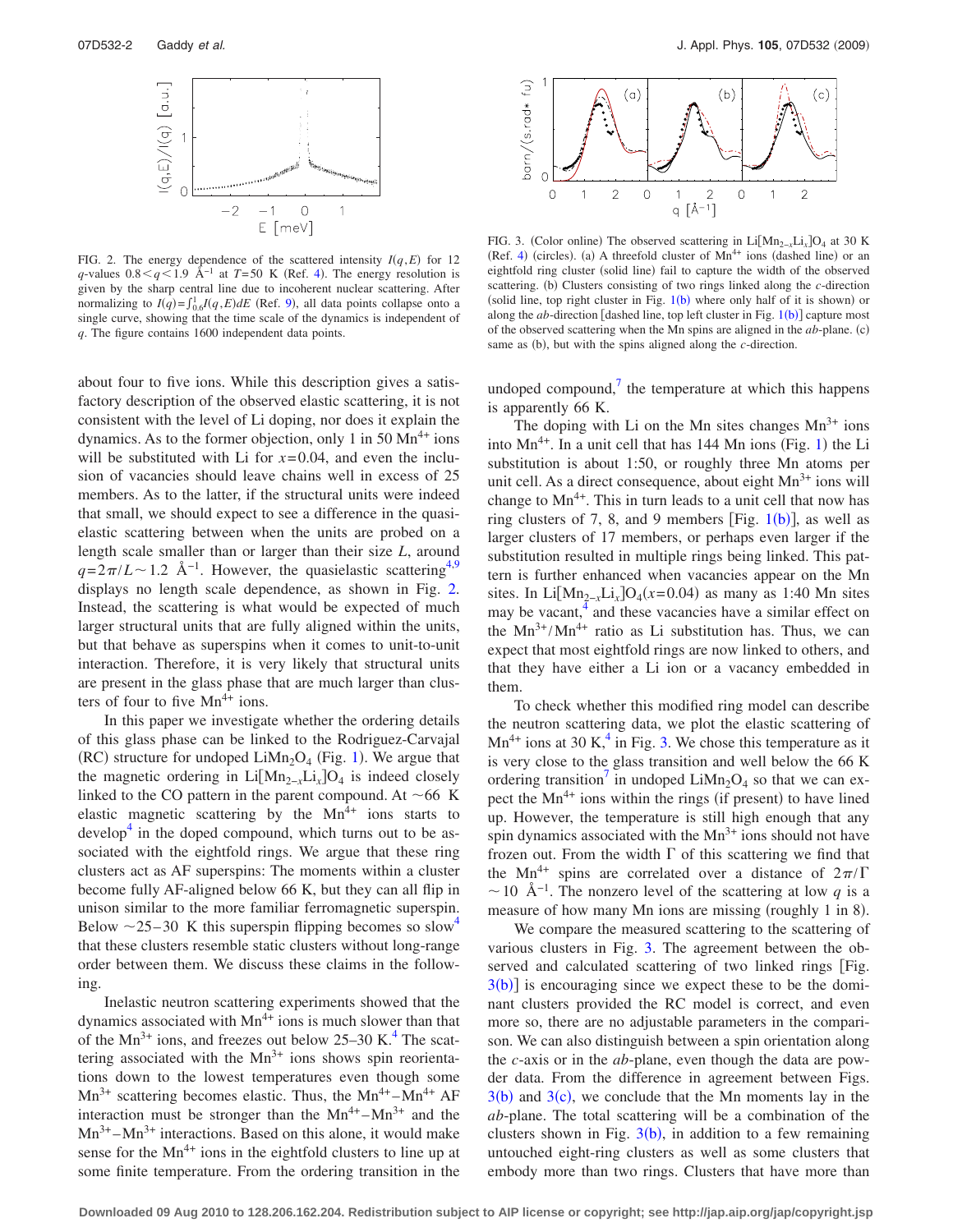FIG. 2. The energy dependence of the scattered intensity $I(q,E)$ for 12 $q$-values $0.8 < q < 1.9$ Å$^{-1}$ at $T=50$ K (Ref. 4). The energy resolution is given by the sharp central line due to incoherent nuclear scattering. After normalizing to $I(q) = \int_{0.6}^{1} I(q,E)dE$ (Ref. 9), all data points collapse onto a single curve, showing that the time scale of the dynamics is independent of $q$. The figure contains 1600 independent data points.

FIG. 3. (Color online) The observed scattering in $Li[Mn_{2-x}Li_x]O_4$ at 30 K (Ref. 4) (circles). (a) A threefold cluster of $Mn^{4+}$ ions (dashed line) or an eightfold ring cluster (solid line) fail to capture the width of the observed scattering. (b) Clusters consisting of two rings linked along the $c$-direction (solid line, top right cluster in Fig. 1(b) where only half of it is shown) or along the $ab$-direction [dashed line, top left cluster in Fig. 1(b)] capture most of the observed scattering when the Mn spins are aligned in the $ab$-plane. (c) same as (b), but with the spins aligned along the $c$-direction.

about four to five ions. While this description gives a satisfactory description of the observed elastic scattering, it is not consistent with the level of Li doping, nor does it explain the dynamics. As to the former objection, only 1 in 50 $Mn^{4+}$ ions will be substituted with Li for $x=0.04$, and even the inclusion of vacancies should leave chains well in excess of 25 members. As to the latter, if the structural units were indeed that small, we should expect to see a difference in the quasielastic scattering between when the units are probed on a length scale smaller than or larger than their size $L$, around $q=2\pi/L \sim 1.2$ Å$^{-1}$. However, the quasielastic scattering[4,9] displays no length scale dependence, as shown in Fig. 2. Instead, the scattering is what would be expected of much larger structural units that are fully aligned within the units, but that behave as superspins when it comes to unit-to-unit interaction. Therefore, it is very likely that structural units are present in the glass phase that are much larger than clusters of four to five $Mn^{4+}$ ions.

In this paper we investigate whether the ordering details of this glass phase can be linked to the Rodriguez-Carvajal (RC) structure for undoped $LiMn_2O_4$ (Fig. 1). We argue that the magnetic ordering in $Li[Mn_{2-x}Li_x]O_4$ is indeed closely linked to the CO pattern in the parent compound. At ~66 K elastic magnetic scattering by the $Mn^{4+}$ ions starts to develop[4] in the doped compound, which turns out to be associated with the eightfold rings. We argue that these ring clusters act as AF superspins: The moments within a cluster become fully AF-aligned below 66 K, but they can all flip in unison similar to the more familiar ferromagnetic superspin. Below ~25–30 K this superspin flipping becomes so slow[4] that these clusters resemble static clusters without long-range order between them. We discuss these claims in the following.

Inelastic neutron scattering experiments showed that the dynamics associated with $Mn^{4+}$ ions is much slower than that of the $Mn^{3+}$ ions, and freezes out below 25–30 K.[4] The scattering associated with the $Mn^{3+}$ ions shows spin reorientations down to the lowest temperatures even though some $Mn^{3+}$ scattering becomes elastic. Thus, the $Mn^{4+}$–$Mn^{4+}$ AF interaction must be stronger than the $Mn^{4+}$–$Mn^{3+}$ and the $Mn^{3+}$–$Mn^{3+}$ interactions. Based on this alone, it would make sense for the $Mn^{4+}$ ions in the eightfold clusters to line up at some finite temperature. From the ordering transition in the undoped compound,[7] the temperature at which this happens is apparently 66 K.

The doping with Li on the Mn sites changes $Mn^{3+}$ ions into $Mn^{4+}$. In a unit cell that has 144 Mn ions (Fig. 1) the Li substitution is about 1:50, or roughly three Mn atoms per unit cell. As a direct consequence, about eight $Mn^{3+}$ ions will change to $Mn^{4+}$. This in turn leads to a unit cell that now has ring clusters of 7, 8, and 9 members [Fig. 1(b)], as well as larger clusters of 17 members, or perhaps even larger if the substitution resulted in multiple rings being linked. This pattern is further enhanced when vacancies appear on the Mn sites. In $Li[Mn_{2-x}Li_x]O_4(x=0.04)$ as many as 1:40 Mn sites may be vacant,[4] and these vacancies have a similar effect on the $Mn^{3+}/Mn^{4+}$ ratio as Li substitution has. Thus, we can expect that most eightfold rings are now linked to others, and that they have either a Li ion or a vacancy embedded in them.

To check whether this modified ring model can describe the neutron scattering data, we plot the elastic scattering of $Mn^{4+}$ ions at 30 K,[4] in Fig. 3. We chose this temperature as it is very close to the glass transition and well below the 66 K ordering transition[7] in undoped $LiMn_2O_4$ so that we can expect the $Mn^{4+}$ ions within the rings (if present) to have lined up. However, the temperature is still high enough that any spin dynamics associated with the $Mn^{3+}$ ions should not have frozen out. From the width $\Gamma$ of this scattering we find that the $Mn^{4+}$ spins are correlated over a distance of $2\pi/\Gamma \sim 10$ Å$^{-1}$. The nonzero level of the scattering at low $q$ is a measure of how many Mn ions are missing (roughly 1 in 8).

We compare the measured scattering to the scattering of various clusters in Fig. 3. The agreement between the observed and calculated scattering of two linked rings [Fig. 3(b)] is encouraging since we expect these to be the dominant clusters provided the RC model is correct, and even more so, there are no adjustable parameters in the comparison. We can also distinguish between a spin orientation along the $c$-axis or in the $ab$-plane, even though the data are powder data. From the difference in agreement between Figs. 3(b) and 3(c), we conclude that the Mn moments lay in the $ab$-plane. The total scattering will be a combination of the clusters shown in Fig. 3(b), in addition to a few remaining untouched eight-ring clusters as well as some clusters that embody more than two rings. Clusters that have more than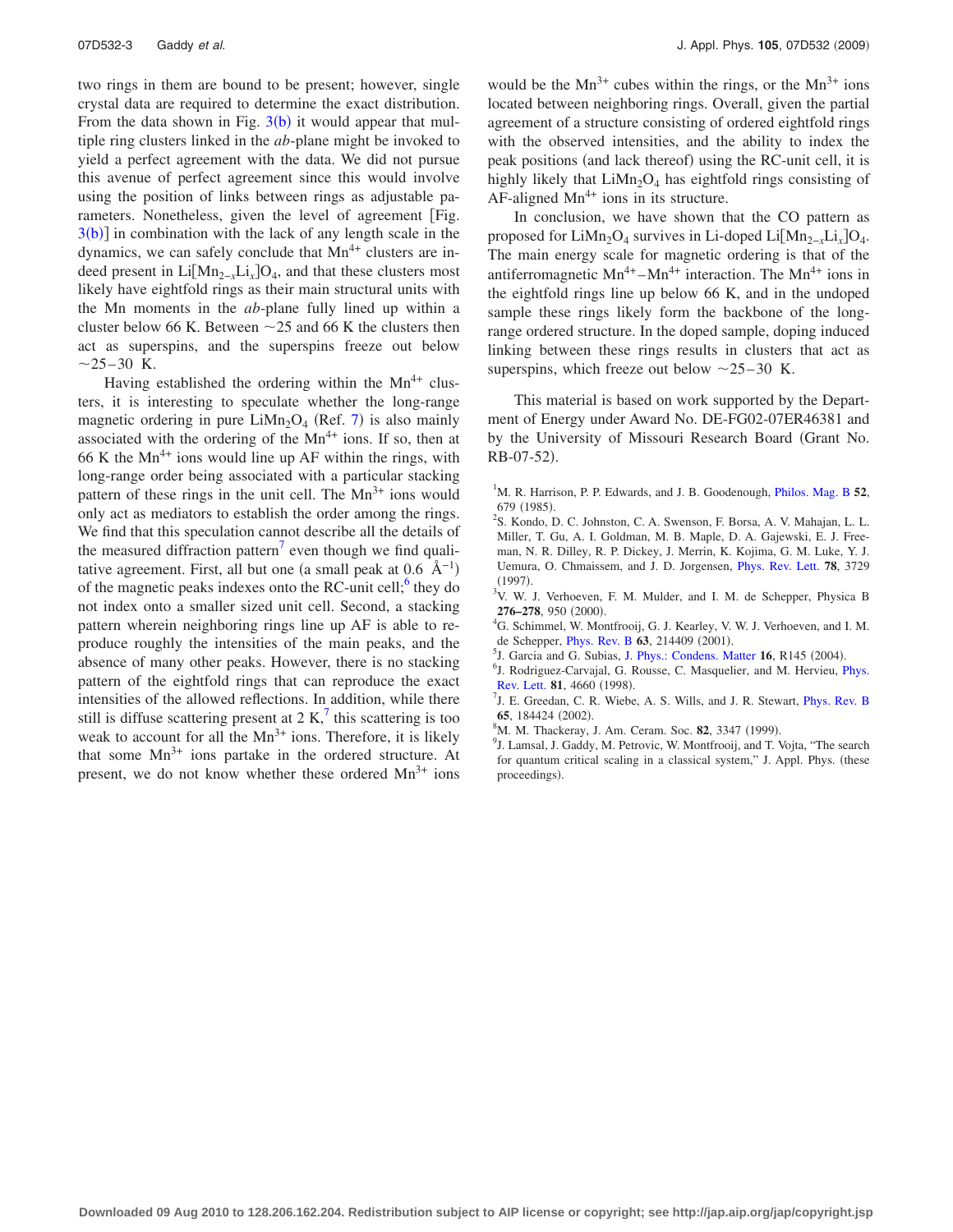two rings in them are bound to be present; however, single crystal data are required to determine the exact distribution. From the data shown in Fig. 3(b) it would appear that multiple ring clusters linked in the *ab*-plane might be invoked to yield a perfect agreement with the data. We did not pursue this avenue of perfect agreement since this would involve using the position of links between rings as adjustable parameters. Nonetheless, given the level of agreement [Fig. 3(b)] in combination with the lack of any length scale in the dynamics, we can safely conclude that $Mn^{4+}$ clusters are indeed present in $Li[Mn_{2-x}Li_x]O_4$, and that these clusters most likely have eightfold rings as their main structural units with the Mn moments in the *ab*-plane fully lined up within a cluster below 66 K. Between ~25 and 66 K the clusters then act as superspins, and the superspins freeze out below ~25–30 K.

Having established the ordering within the $Mn^{4+}$ clusters, it is interesting to speculate whether the long-range magnetic ordering in pure $LiMn_2O_4$ (Ref. 7) is also mainly associated with the ordering of the $Mn^{4+}$ ions. If so, then at 66 K the $Mn^{4+}$ ions would line up AF within the rings, with long-range order being associated with a particular stacking pattern of these rings in the unit cell. The $Mn^{3+}$ ions would only act as mediators to establish the order among the rings. We find that this speculation cannot describe all the details of the measured diffraction pattern[7] even though we find qualitative agreement. First, all but one (a small peak at 0.6 Å$^{-1}$) of the magnetic peaks indexes onto the RC-unit cell;[6] they do not index onto a smaller sized unit cell. Second, a stacking pattern wherein neighboring rings line up AF is able to reproduce roughly the intensities of the main peaks, and the absence of many other peaks. However, there is no stacking pattern of the eightfold rings that can reproduce the exact intensities of the allowed reflections. In addition, while there still is diffuse scattering present at 2 K,[7] this scattering is too weak to account for all the $Mn^{3+}$ ions. Therefore, it is likely that some $Mn^{3+}$ ions partake in the ordered structure. At present, we do not know whether these ordered $Mn^{3+}$ ions would be the $Mn^{3+}$ cubes within the rings, or the $Mn^{3+}$ ions located between neighboring rings. Overall, given the partial agreement of a structure consisting of ordered eightfold rings with the observed intensities, and the ability to index the peak positions (and lack thereof) using the RC-unit cell, it is highly likely that $LiMn_2O_4$ has eightfold rings consisting of AF-aligned $Mn^{4+}$ ions in its structure.

In conclusion, we have shown that the CO pattern as proposed for $LiMn_2O_4$ survives in Li-doped $Li[Mn_{2-x}Li_x]O_4$. The main energy scale for magnetic ordering is that of the antiferromagnetic $Mn^{4+}$–$Mn^{4+}$ interaction. The $Mn^{4+}$ ions in the eightfold rings line up below 66 K, and in the undoped sample these rings likely form the backbone of the long-range ordered structure. In the doped sample, doping induced linking between these rings results in clusters that act as superspins, which freeze out below ~25–30 K.

This material is based on work supported by the Department of Energy under Award No. DE-FG02-07ER46381 and by the University of Missouri Research Board (Grant No. RB-07-52).

[1] M. R. Harrison, P. P. Edwards, and J. B. Goodenough, Philos. Mag. B **52**, 679 (1985).
[2] S. Kondo, D. C. Johnston, C. A. Swenson, F. Borsa, A. V. Mahajan, L. L. Miller, T. Gu, A. I. Goldman, M. B. Maple, D. A. Gajewski, E. J. Freeman, N. R. Dilley, R. P. Dickey, J. Merrin, K. Kojima, G. M. Luke, Y. J. Uemura, O. Chmaissem, and J. D. Jorgensen, Phys. Rev. Lett. **78**, 3729 (1997).
[3] V. W. J. Verhoeven, F. M. Mulder, and I. M. de Schepper, Physica B **276–278**, 950 (2000).
[4] G. Schimmel, W. Montfrooij, G. J. Kearley, V. W. J. Verhoeven, and I. M. de Schepper, Phys. Rev. B **63**, 214409 (2001).
[5] J. Garcia and G. Subias, J. Phys.: Condens. Matter **16**, R145 (2004).
[6] J. Rodriguez-Carvajal, G. Rousse, C. Masquelier, and M. Hervieu, Phys. Rev. Lett. **81**, 4660 (1998).
[7] J. E. Greedan, C. R. Wiebe, A. S. Wills, and J. R. Stewart, Phys. Rev. B **65**, 184424 (2002).
[8] M. M. Thackeray, J. Am. Ceram. Soc. **82**, 3347 (1999).
[9] J. Lamsal, J. Gaddy, M. Petrovic, W. Montfrooij, and T. Vojta, "The search for quantum critical scaling in a classical system," J. Appl. Phys. (these proceedings).